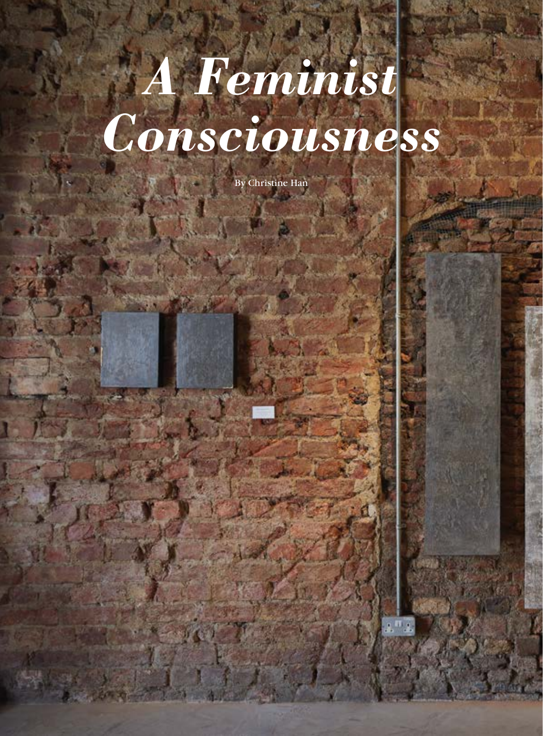# *A Feminist Consciousness*

By Christine Han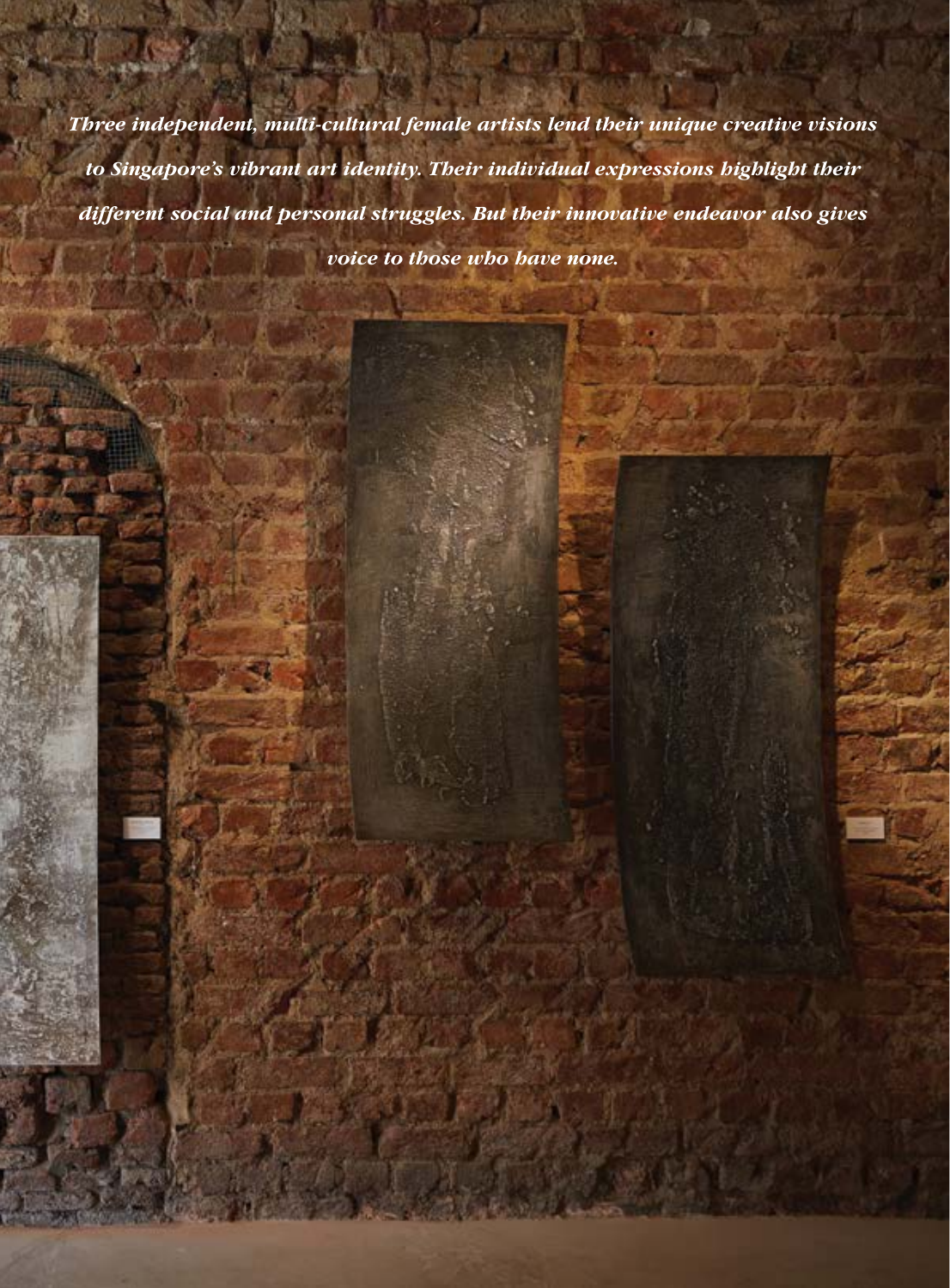*Three independent, multi-cultural female artists lend their unique creative visions to Singapore's vibrant art identity. Their individual expressions highlight their different social and personal struggles. But their innovative endeavor also gives voice to those who have none.*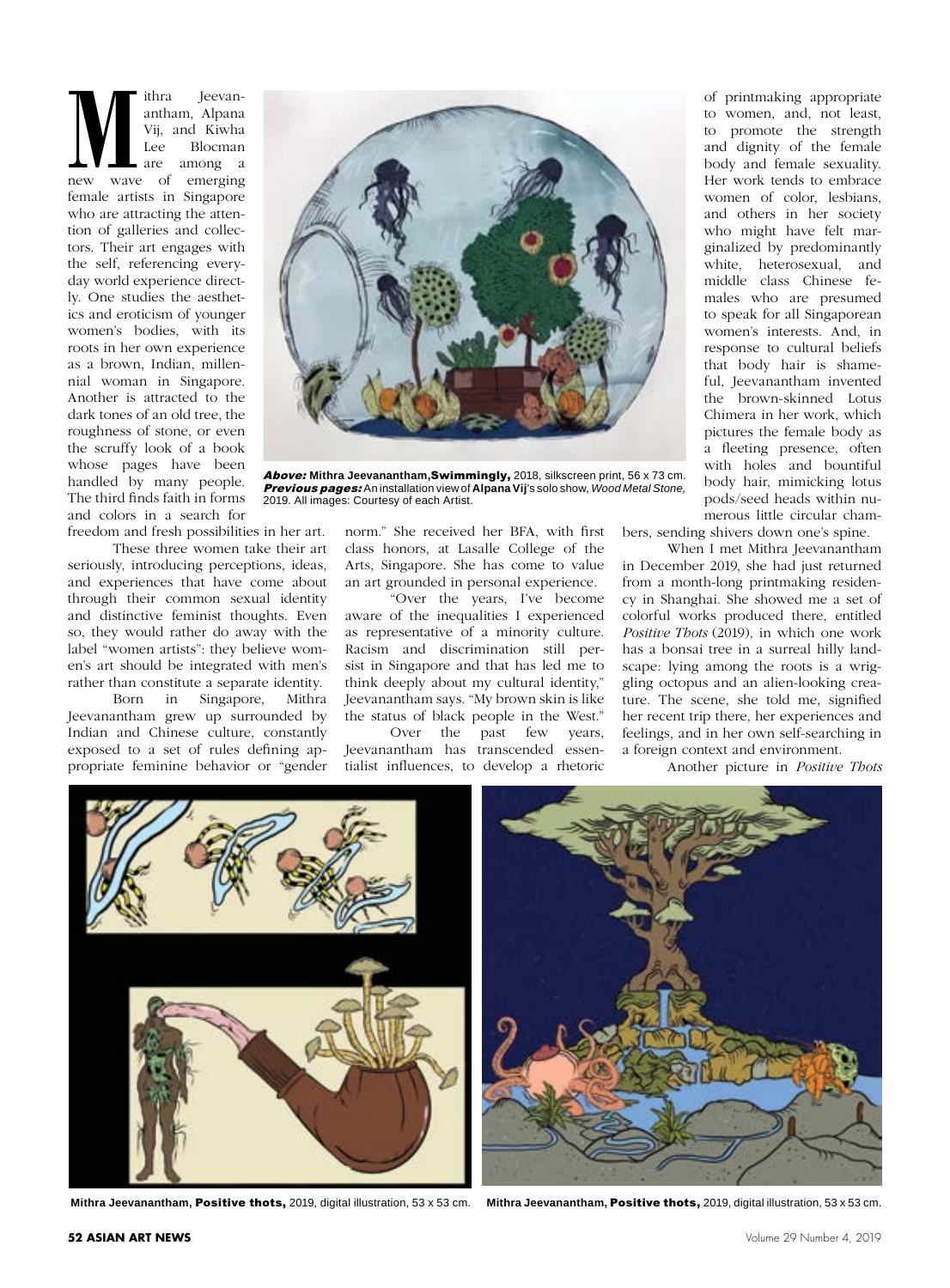Mithra Jeevanantham, Alpana Vij, and Kiwha Lee Blocman are among a new wave of emerging female artists in Singapore who are attracting the attention of galleries and collectors. Their art engages with the self, referencing everyday world experience directly. One studies the aesthetics and eroticism of younger women's bodies, with its roots in her own experience as a brown, Indian, millennial woman in Singapore. Another is attracted to the dark tones of an old tree, the roughness of stone, or even the scruffy look of a book whose pages have been handled by many people. The third finds faith in forms and colors in a search for freedom and fresh possibilities in her art.

These three women take their art seriously, introducing perceptions, ideas, and experiences that have come about through their common sexual identity and distinctive feminist thoughts. Even so, they would rather do away with the label "women artists": they believe women's art should be integrated with men's rather than constitute a separate identity.

Born in Singapore, Mithra Jeevanantham grew up surrounded by Indian and Chinese culture, constantly exposed to a set of rules defining appropriate feminine behavior or "gender norm." She received her BFA, with first class honors, at Lasalle College of the Arts, Singapore. She has come to value an art grounded in personal experience.

"Over the years, I've become aware of the inequalities I experienced as representative of a minority culture. Racism and discrimination still persist in Singapore and that has led me to think deeply about my cultural identity," Jeevanantham says. "My brown skin is like the status of black people in the West."

Over the past few years, Jeevanantham has transcended essentialist influences, to develop a rhetoric of printmaking appropriate to women, and, not least, to promote the strength and dignity of the female body and female sexuality. Her work tends to embrace women of color, lesbians, and others in her society who might have felt marginalized by predominantly white, heterosexual, and middle class Chinese females who are presumed to speak for all Singaporean women's interests. And, in response to cultural beliefs that body hair is shameful, Jeevanantham invented the brown-skinned Lotus Chimera in her work, which pictures the female body as a fleeting presence, often with holes and bountiful body hair, mimicking lotus pods/seed heads within numerous little circular chambers, sending shivers down one's spine.

When I met Mithra Jeevanantham in December 2019, she had just returned from a month-long printmaking residency in Shanghai. She showed me a set of colorful works produced there, entitled *Positive Thots* (2019), in which one work has a bonsai tree in a surreal hilly landscape: lying among the roots is a wriggling octopus and an alien-looking creature. The scene, she told me, signified her recent trip there, her experiences and feelings, and in her own self-searching in a foreign context and environment.

Another picture in *Positive Thots*

***Above:*** **Mithra Jeevanantham, Swimmingly,** 2018, silkscreen print, 56 x 73 cm. ***Previous pages:*** An installation view of **Alpana Vij**'s solo show, *Wood Metal Stone,* 2019. All images: Courtesy of each Artist.

**Mithra Jeevanantham, Positive thots,** 2019, digital illustration, 53 x 53 cm.

**Mithra Jeevanantham, Positive thots,** 2019, digital illustration, 53 x 53 cm.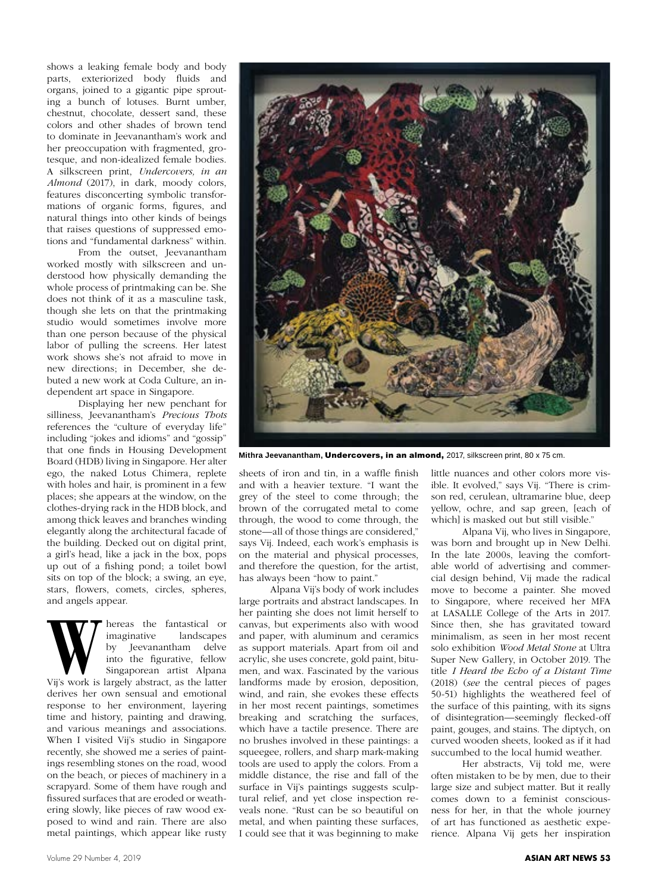shows a leaking female body and body parts, exteriorized body fluids and organs, joined to a gigantic pipe sprouting a bunch of lotuses. Burnt umber, chestnut, chocolate, dessert sand, these colors and other shades of brown tend to dominate in Jeevanantham's work and her preoccupation with fragmented, grotesque, and non-idealized female bodies. A silkscreen print, *Undercovers, in an Almond* (2017), in dark, moody colors, features disconcerting symbolic transformations of organic forms, figures, and natural things into other kinds of beings that raises questions of suppressed emotions and "fundamental darkness" within.

From the outset, Jeevanantham worked mostly with silkscreen and understood how physically demanding the whole process of printmaking can be. She does not think of it as a masculine task, though she lets on that the printmaking studio would sometimes involve more than one person because of the physical labor of pulling the screens. Her latest work shows she's not afraid to move in new directions; in December, she debuted a new work at Coda Culture, an independent art space in Singapore.

Displaying her new penchant for silliness, Jeevanantham's *Precious Thots* references the "culture of everyday life" including "jokes and idioms" and "gossip" that one finds in Housing Development Board (HDB) living in Singapore. Her alter ego, the naked Lotus Chimera, replete with holes and hair, is prominent in a few places; she appears at the window, on the clothes-drying rack in the HDB block, and among thick leaves and branches winding elegantly along the architectural facade of the building. Decked out on digital print, a girl's head, like a jack in the box, pops up out of a fishing pond; a toilet bowl sits on top of the block; a swing, an eye, stars, flowers, comets, circles, spheres, and angels appear.

Whereas the fantastical or imaginative landscapes by Jeevanantham delve into the figurative, fellow Singaporean artist Alpana Vij's work is largely abstract, as the latter derives her own sensual and emotional response to her environment, layering time and history, painting and drawing, and various meanings and associations. When I visited Vij's studio in Singapore recently, she showed me a series of paintings resembling stones on the road, wood on the beach, or pieces of machinery in a scrapyard. Some of them have rough and fissured surfaces that are eroded or weathering slowly, like pieces of raw wood exposed to wind and rain. There are also metal paintings, which appear like rusty sheets of iron and tin, in a waffle finish and with a heavier texture. "I want the grey of the steel to come through; the brown of the corrugated metal to come through, the wood to come through, the stone—all of those things are considered," says Vij. Indeed, each work's emphasis is on the material and physical processes, and therefore the question, for the artist, has always been "how to paint."

**Mithra Jeevanantham, Undercovers, in an almond,** 2017, silkscreen print, 80 x 75 cm.

Alpana Vij's body of work includes large portraits and abstract landscapes. In her painting she does not limit herself to canvas, but experiments also with wood and paper, with aluminum and ceramics as support materials. Apart from oil and acrylic, she uses concrete, gold paint, bitumen, and wax. Fascinated by the various landforms made by erosion, deposition, wind, and rain, she evokes these effects in her most recent paintings, sometimes breaking and scratching the surfaces, which have a tactile presence. There are no brushes involved in these paintings: a squeegee, rollers, and sharp mark-making tools are used to apply the colors. From a middle distance, the rise and fall of the surface in Vij's paintings suggests sculptural relief, and yet close inspection reveals none. "Rust can be so beautiful on metal, and when painting these surfaces, I could see that it was beginning to make little nuances and other colors more visible. It evolved," says Vij. "There is crimson red, cerulean, ultramarine blue, deep yellow, ochre, and sap green, [each of which] is masked out but still visible."

Alpana Vij, who lives in Singapore, was born and brought up in New Delhi. In the late 2000s, leaving the comfortable world of advertising and commercial design behind, Vij made the radical move to become a painter. She moved to Singapore, where received her MFA at LASALLE College of the Arts in 2017. Since then, she has gravitated toward minimalism, as seen in her most recent solo exhibition *Wood Metal Stone* at Ultra Super New Gallery, in October 2019. The title *I Heard the Echo of a Distant Time* (2018) (*see* the central pieces of pages 50-51) highlights the weathered feel of the surface of this painting, with its signs of disintegration—seemingly flecked-off paint, gouges, and stains. The diptych, on curved wooden sheets, looked as if it had succumbed to the local humid weather.

Her abstracts, Vij told me, were often mistaken to be by men, due to their large size and subject matter. But it really comes down to a feminist consciousness for her, in that the whole journey of art has functioned as aesthetic experience. Alpana Vij gets her inspiration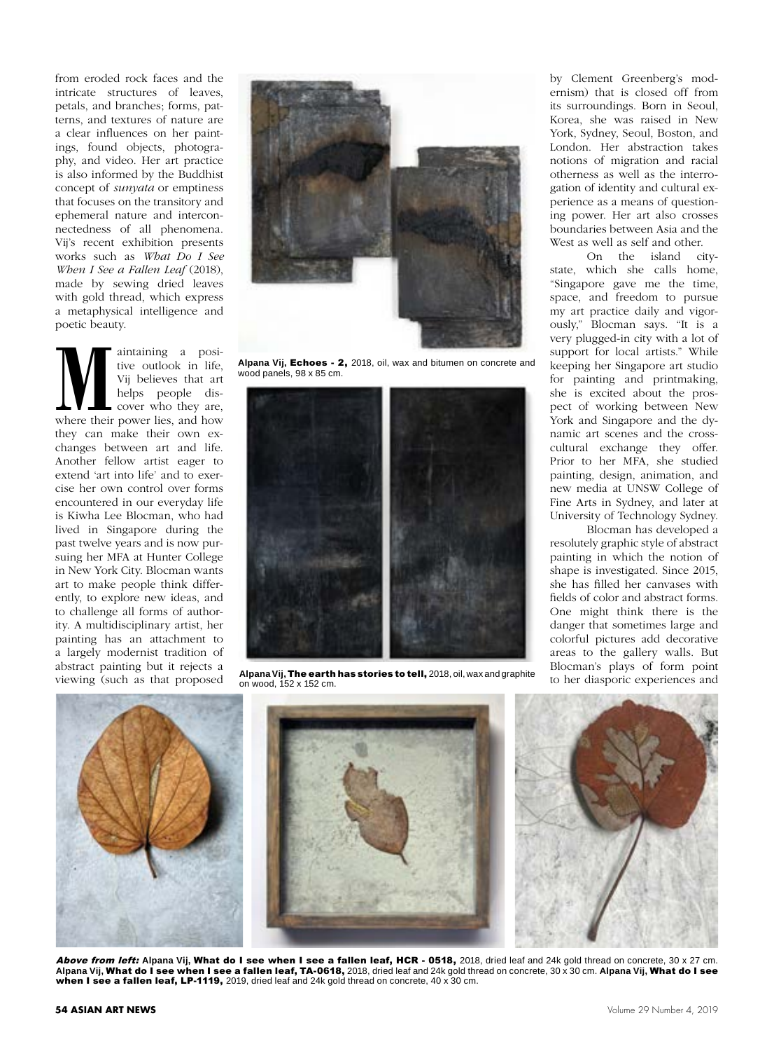from eroded rock faces and the intricate structures of leaves, petals, and branches; forms, patterns, and textures of nature are a clear influences on her paintings, found objects, photography, and video. Her art practice is also informed by the Buddhist concept of *sunyata* or emptiness that focuses on the transitory and ephemeral nature and interconnectedness of all phenomena. Vij's recent exhibition presents works such as *What Do I See When I See a Fallen Leaf* (2018), made by sewing dried leaves with gold thread, which express a metaphysical intelligence and poetic beauty.

Maintaining a positive outlook in life, Vij believes that art helps people discover who they are, where their power lies, and how they can make their own exchanges between art and life. Another fellow artist eager to extend 'art into life' and to exercise her own control over forms encountered in our everyday life is Kiwha Lee Blocman, who had lived in Singapore during the past twelve years and is now pursuing her MFA at Hunter College in New York City. Blocman wants art to make people think differently, to explore new ideas, and to challenge all forms of authority. A multidisciplinary artist, her painting has an attachment to a largely modernist tradition of abstract painting but it rejects a viewing (such as that proposed by Clement Greenberg's modernism) that is closed off from its surroundings. Born in Seoul, Korea, she was raised in New York, Sydney, Seoul, Boston, and London. Her abstraction takes notions of migration and racial otherness as well as the interrogation of identity and cultural experience as a means of questioning power. Her art also crosses boundaries between Asia and the West as well as self and other.

On the island city-state, which she calls home, "Singapore gave me the time, space, and freedom to pursue my art practice daily and vigorously," Blocman says. "It is a very plugged-in city with a lot of support for local artists." While keeping her Singapore art studio for painting and printmaking, she is excited about the prospect of working between New York and Singapore and the dynamic art scenes and the cross-cultural exchange they offer. Prior to her MFA, she studied painting, design, animation, and new media at UNSW College of Fine Arts in Sydney, and later at University of Technology Sydney.

Blocman has developed a resolutely graphic style of abstract painting in which the notion of shape is investigated. Since 2015, she has filled her canvases with fields of color and abstract forms. One might think there is the danger that sometimes large and colorful pictures add decorative areas to the gallery walls. But Blocman's plays of form point to her diasporic experiences and

Alpana Vij, **Echoes - 2,** 2018, oil, wax and bitumen on concrete and wood panels, 98 x 85 cm.

Alpana Vij, **The earth has stories to tell,** 2018, oil, wax and graphite on wood, 152 x 152 cm.

***Above from left:*** Alpana Vij, **What do I see when I see a fallen leaf, HCR - 0518,** 2018, dried leaf and 24k gold thread on concrete, 30 x 27 cm. Alpana Vij, **What do I see when I see a fallen leaf, TA-0618,** 2018, dried leaf and 24k gold thread on concrete, 30 x 30 cm. Alpana Vij, **What do I see when I see a fallen leaf, LP-1119,** 2019, dried leaf and 24k gold thread on concrete, 40 x 30 cm.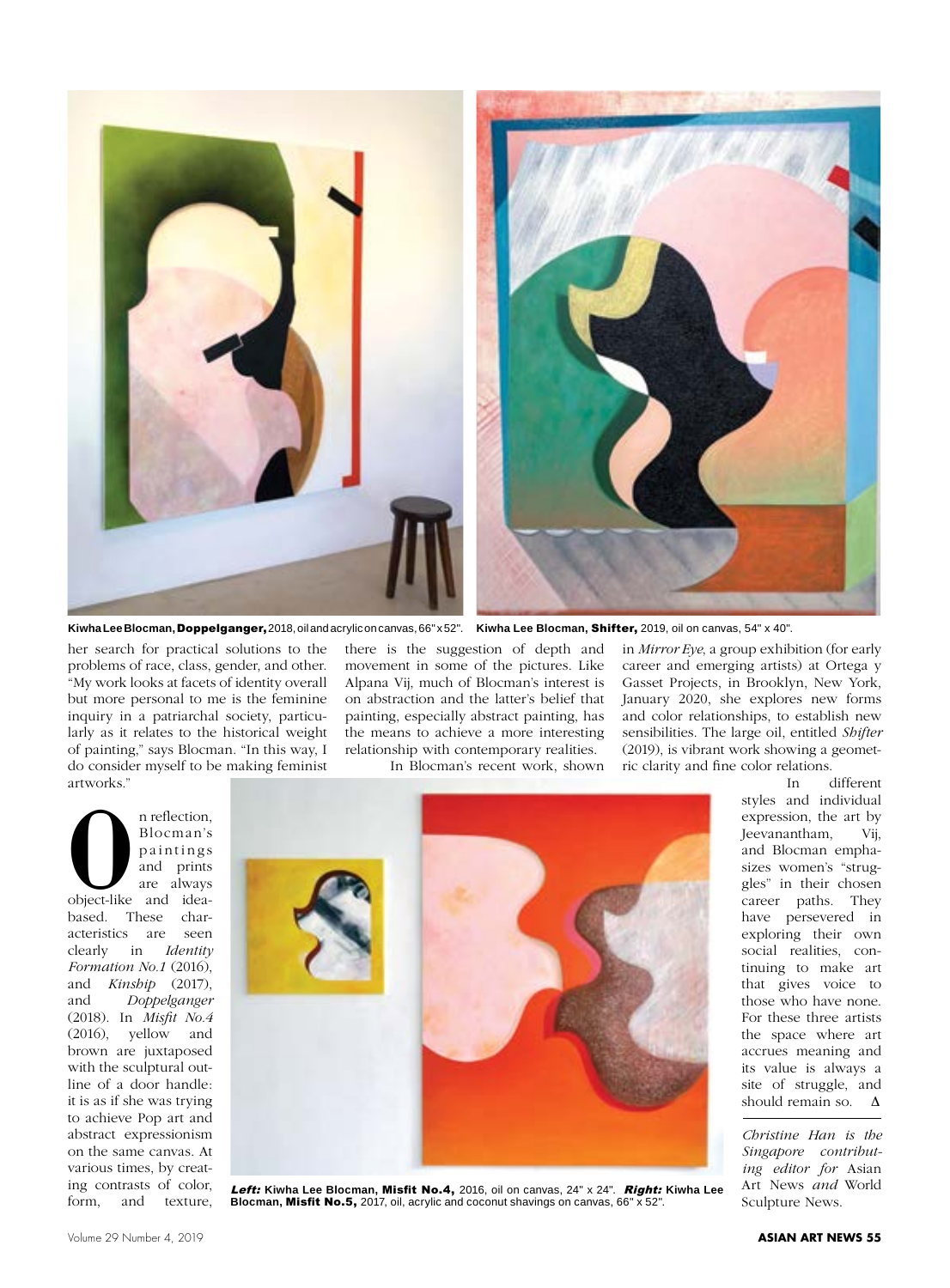**Kiwha Lee Blocman, Doppelganger,** 2018, oil and acrylic on canvas, 66" x 52".

**Kiwha Lee Blocman, Shifter,** 2019, oil on canvas, 54" x 40".

her search for practical solutions to the problems of race, class, gender, and other. "My work looks at facets of identity overall but more personal to me is the feminine inquiry in a patriarchal society, particularly as it relates to the historical weight of painting," says Blocman. "In this way, I do consider myself to be making feminist artworks."

On reflection, Blocman's paintings and prints are always object-like and idea-based. These characteristics are seen clearly in *Identity Formation No.1* (2016), and *Kinship* (2017), and *Doppelganger* (2018). In *Misfit No.4* (2016), yellow and brown are juxtaposed with the sculptural outline of a door handle: it is as if she was trying to achieve Pop art and abstract expressionism on the same canvas. At various times, by creating contrasts of color, form, and texture, there is the suggestion of depth and movement in some of the pictures. Like Alpana Vij, much of Blocman's interest is on abstraction and the latter's belief that painting, especially abstract painting, has the means to achieve a more interesting relationship with contemporary realities.

In Blocman's recent work, shown in *Mirror Eye*, a group exhibition (for early career and emerging artists) at Ortega y Gasset Projects, in Brooklyn, New York, January 2020, she explores new forms and color relationships, to establish new sensibilities. The large oil, entitled *Shifter* (2019), is vibrant work showing a geometric clarity and fine color relations.

In different styles and individual expression, the art by Jeevanantham, Vij, and Blocman emphasizes women's "struggles" in their chosen career paths. They have persevered in exploring their own social realities, continuing to make art that gives voice to those who have none. For these three artists the space where art accrues meaning and its value is always a site of struggle, and should remain so. Δ

***Left:*** **Kiwha Lee Blocman, Misfit No.4,** 2016, oil on canvas, 24" x 24". ***Right:*** **Kiwha Lee Blocman, Misfit No.5,** 2017, oil, acrylic and coconut shavings on canvas, 66" x 52".

*Christine Han is the Singapore contributing editor for* Asian Art News *and* World Sculpture News.